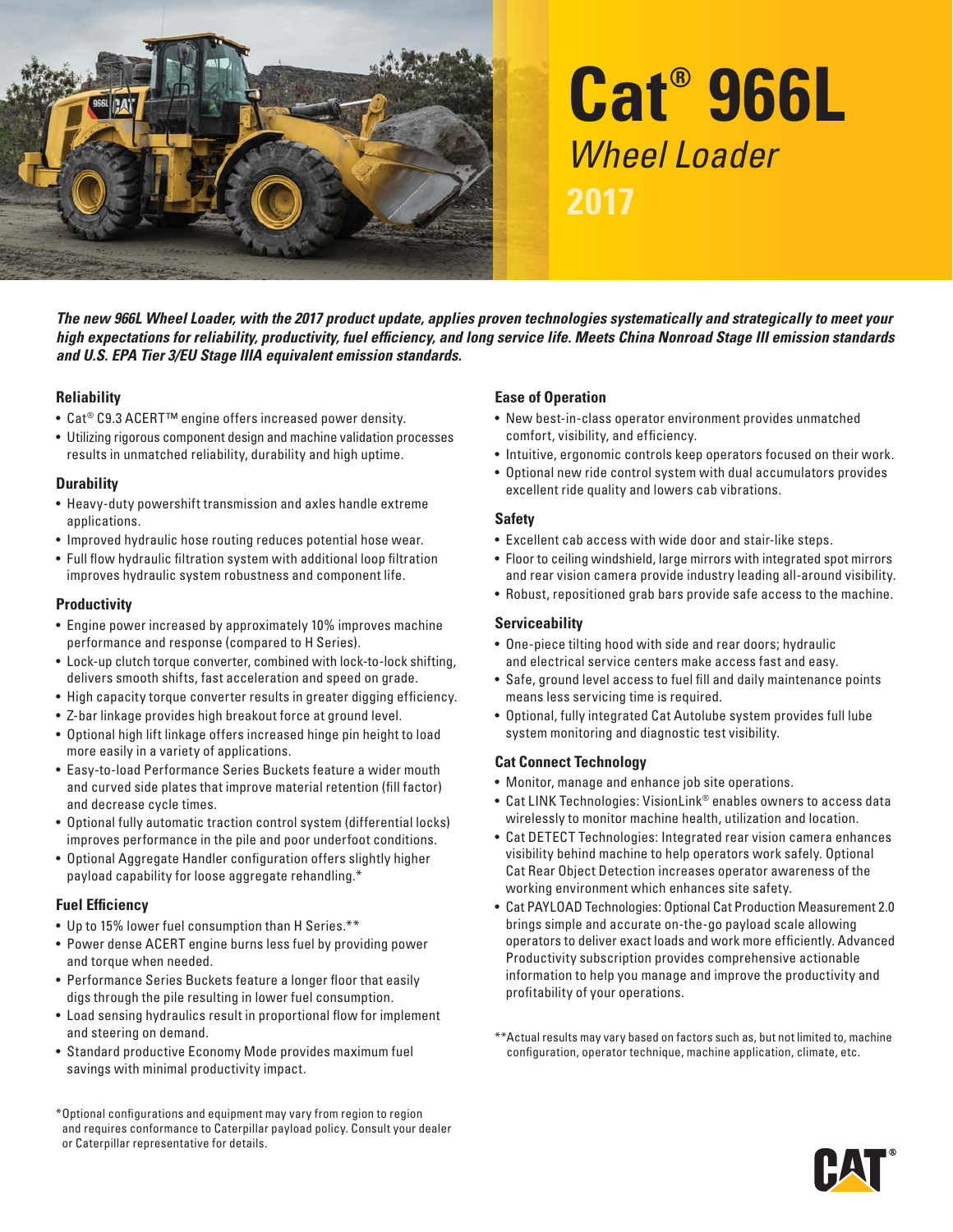# Cat® 966L

## *Wheel Loader*

## 2017

***The new 966L Wheel Loader, with the 2017 product update, applies proven technologies systematically and strategically to meet your high expectations for reliability, productivity, fuel efficiency, and long service life. Meets China Nonroad Stage III emission standards and U.S. EPA Tier 3/EU Stage IIIA equivalent emission standards.***

### Reliability

- Cat® C9.3 ACERT™ engine offers increased power density.
- Utilizing rigorous component design and machine validation processes results in unmatched reliability, durability and high uptime.

### Durability

- Heavy-duty powershift transmission and axles handle extreme applications.
- Improved hydraulic hose routing reduces potential hose wear.
- Full flow hydraulic filtration system with additional loop filtration improves hydraulic system robustness and component life.

### Productivity

- Engine power increased by approximately 10% improves machine performance and response (compared to H Series).
- Lock-up clutch torque converter, combined with lock-to-lock shifting, delivers smooth shifts, fast acceleration and speed on grade.
- High capacity torque converter results in greater digging efficiency.
- Z-bar linkage provides high breakout force at ground level.
- Optional high lift linkage offers increased hinge pin height to load more easily in a variety of applications.
- Easy-to-load Performance Series Buckets feature a wider mouth and curved side plates that improve material retention (fill factor) and decrease cycle times.
- Optional fully automatic traction control system (differential locks) improves performance in the pile and poor underfoot conditions.
- Optional Aggregate Handler configuration offers slightly higher payload capability for loose aggregate rehandling.*

### Fuel Efficiency

- Up to 15% lower fuel consumption than H Series.**
- Power dense ACERT engine burns less fuel by providing power and torque when needed.
- Performance Series Buckets feature a longer floor that easily digs through the pile resulting in lower fuel consumption.
- Load sensing hydraulics result in proportional flow for implement and steering on demand.
- Standard productive Economy Mode provides maximum fuel savings with minimal productivity impact.

*Optional configurations and equipment may vary from region to region and requires conformance to Caterpillar payload policy. Consult your dealer or Caterpillar representative for details.

### Ease of Operation

- New best-in-class operator environment provides unmatched comfort, visibility, and efficiency.
- Intuitive, ergonomic controls keep operators focused on their work.
- Optional new ride control system with dual accumulators provides excellent ride quality and lowers cab vibrations.

### Safety

- Excellent cab access with wide door and stair-like steps.
- Floor to ceiling windshield, large mirrors with integrated spot mirrors and rear vision camera provide industry leading all-around visibility.
- Robust, repositioned grab bars provide safe access to the machine.

### Serviceability

- One-piece tilting hood with side and rear doors; hydraulic and electrical service centers make access fast and easy.
- Safe, ground level access to fuel fill and daily maintenance points means less servicing time is required.
- Optional, fully integrated Cat Autolube system provides full lube system monitoring and diagnostic test visibility.

### Cat Connect Technology

- Monitor, manage and enhance job site operations.
- Cat LINK Technologies: VisionLink® enables owners to access data wirelessly to monitor machine health, utilization and location.
- Cat DETECT Technologies: Integrated rear vision camera enhances visibility behind machine to help operators work safely. Optional Cat Rear Object Detection increases operator awareness of the working environment which enhances site safety.
- Cat PAYLOAD Technologies: Optional Cat Production Measurement 2.0 brings simple and accurate on-the-go payload scale allowing operators to deliver exact loads and work more efficiently. Advanced Productivity subscription provides comprehensive actionable information to help you manage and improve the productivity and profitability of your operations.

**Actual results may vary based on factors such as, but not limited to, machine configuration, operator technique, machine application, climate, etc.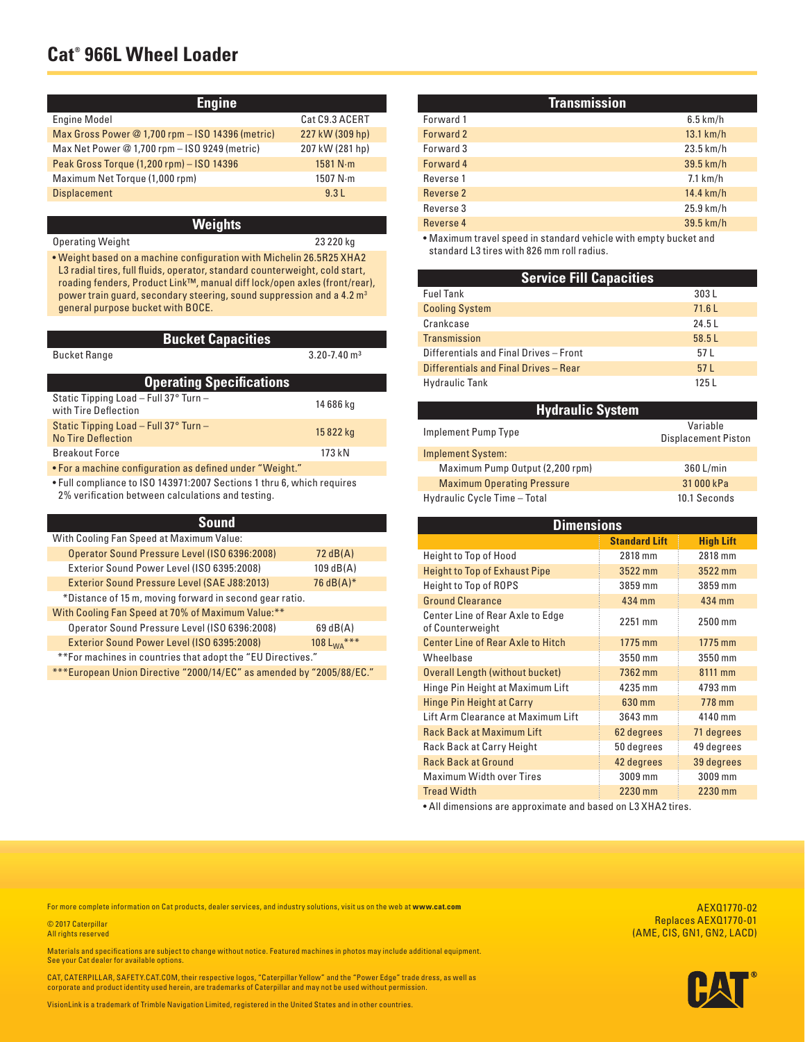# Cat® 966L Wheel Loader

## Engine

| | |
|---|---|
| Engine Model | Cat C9.3 ACERT |
| Max Gross Power @ 1,700 rpm – ISO 14396 (metric) | 227 kW (309 hp) |
| Max Net Power @ 1,700 rpm – ISO 9249 (metric) | 207 kW (281 hp) |
| Peak Gross Torque (1,200 rpm) – ISO 14396 | 1581 N·m |
| Maximum Net Torque (1,000 rpm) | 1507 N·m |
| Displacement | 9.3 L |

## Weights

| | |
|---|---|
| Operating Weight | 23 220 kg |

- Weight based on a machine configuration with Michelin 26.5R25 XHA2 L3 radial tires, full fluids, operator, standard counterweight, cold start, roading fenders, Product Link™, manual diff lock/open axles (front/rear), power train guard, secondary steering, sound suppression and a 4.2 $m^3$ general purpose bucket with BOCE.

## Bucket Capacities

| | |
|---|---|
| Bucket Range | 3.20-7.40 $m^3$ |

## Operating Specifications

| | |
|---|---|
| Static Tipping Load – Full 37° Turn – with Tire Deflection | 14 686 kg |
| Static Tipping Load – Full 37° Turn – No Tire Deflection | 15 822 kg |
| Breakout Force | 173 kN |

- For a machine configuration as defined under "Weight."
- Full compliance to ISO 143971:2007 Sections 1 thru 6, which requires 2% verification between calculations and testing.

## Sound

| | |
|---|---|
| With Cooling Fan Speed at Maximum Value: | |
| Operator Sound Pressure Level (ISO 6396:2008) | 72 dB(A) |
| Exterior Sound Power Level (ISO 6395:2008) | 109 dB(A) |
| Exterior Sound Pressure Level (SAE J88:2013) | 76 dB(A)* |
| *Distance of 15 m, moving forward in second gear ratio. | |
| With Cooling Fan Speed at 70% of Maximum Value:** | |
| Operator Sound Pressure Level (ISO 6396:2008) | 69 dB(A) |
| Exterior Sound Power Level (ISO 6395:2008) | 108 $L_{WA}$*** |
| **For machines in countries that adopt the "EU Directives." | |
| ***European Union Directive "2000/14/EC" as amended by "2005/88/EC." | |

## Transmission

| | |
|---|---|
| Forward 1 | 6.5 km/h |
| Forward 2 | 13.1 km/h |
| Forward 3 | 23.5 km/h |
| Forward 4 | 39.5 km/h |
| Reverse 1 | 7.1 km/h |
| Reverse 2 | 14.4 km/h |
| Reverse 3 | 25.9 km/h |
| Reverse 4 | 39.5 km/h |

- Maximum travel speed in standard vehicle with empty bucket and standard L3 tires with 826 mm roll radius.

## Service Fill Capacities

| | |
|---|---|
| Fuel Tank | 303 L |
| Cooling System | 71.6 L |
| Crankcase | 24.5 L |
| Transmission | 58.5 L |
| Differentials and Final Drives – Front | 57 L |
| Differentials and Final Drives – Rear | 57 L |
| Hydraulic Tank | 125 L |

## Hydraulic System

| | |
|---|---|
| Implement Pump Type | Variable Displacement Piston |
| Implement System: | |
| Maximum Pump Output (2,200 rpm) | 360 L/min |
| Maximum Operating Pressure | 31 000 kPa |
| Hydraulic Cycle Time – Total | 10.1 Seconds |

## Dimensions

| | Standard Lift | High Lift |
|---|---|---|
| Height to Top of Hood | 2818 mm | 2818 mm |
| Height to Top of Exhaust Pipe | 3522 mm | 3522 mm |
| Height to Top of ROPS | 3859 mm | 3859 mm |
| Ground Clearance | 434 mm | 434 mm |
| Center Line of Rear Axle to Edge of Counterweight | 2251 mm | 2500 mm |
| Center Line of Rear Axle to Hitch | 1775 mm | 1775 mm |
| Wheelbase | 3550 mm | 3550 mm |
| Overall Length (without bucket) | 7362 mm | 8111 mm |
| Hinge Pin Height at Maximum Lift | 4235 mm | 4793 mm |
| Hinge Pin Height at Carry | 630 mm | 778 mm |
| Lift Arm Clearance at Maximum Lift | 3643 mm | 4140 mm |
| Rack Back at Maximum Lift | 62 degrees | 71 degrees |
| Rack Back at Carry Height | 50 degrees | 49 degrees |
| Rack Back at Ground | 42 degrees | 39 degrees |
| Maximum Width over Tires | 3009 mm | 3009 mm |
| Tread Width | 2230 mm | 2230 mm |

- All dimensions are approximate and based on L3 XHA2 tires.

For more complete information on Cat products, dealer services, and industry solutions, visit us on the web at **www.cat.com**

© 2017 Caterpillar
All rights reserved

Materials and specifications are subject to change without notice. Featured machines in photos may include additional equipment. See your Cat dealer for available options.

CAT, CATERPILLAR, SAFETY.CAT.COM, their respective logos, "Caterpillar Yellow" and the "Power Edge" trade dress, as well as corporate and product identity used herein, are trademarks of Caterpillar and may not be used without permission.

VisionLink is a trademark of Trimble Navigation Limited, registered in the United States and in other countries.

AEXQ1770-02
Replaces AEXQ1770-01
(AME, CIS, GN1, GN2, LACD)